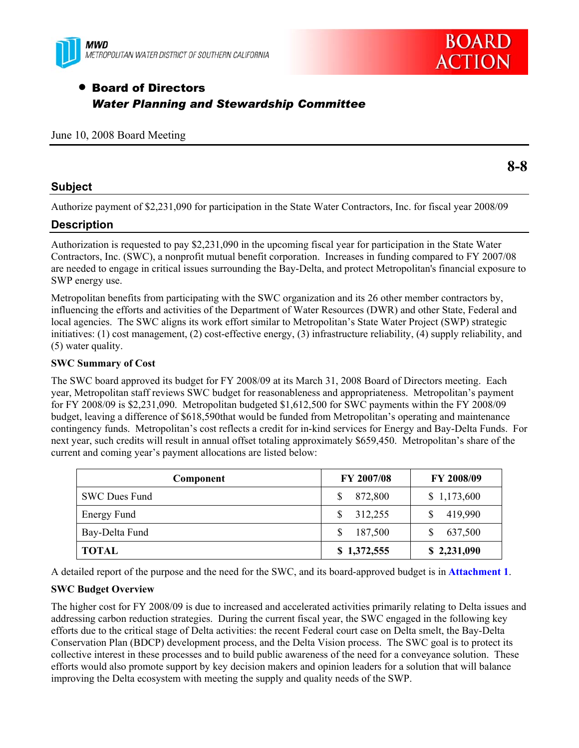MWD
METROPOLITAN WATER DISTRICT OF SOUTHERN CALIFORNIA

BOARD ACTION

- **Board of Directors**
  ***Water Planning and Stewardship Committee***

June 10, 2008 Board Meeting

**8-8**

## Subject

Authorize payment of $2,231,090 for participation in the State Water Contractors, Inc. for fiscal year 2008/09

## Description

Authorization is requested to pay $2,231,090 in the upcoming fiscal year for participation in the State Water Contractors, Inc. (SWC), a nonprofit mutual benefit corporation. Increases in funding compared to FY 2007/08 are needed to engage in critical issues surrounding the Bay-Delta, and protect Metropolitan's financial exposure to SWP energy use.

Metropolitan benefits from participating with the SWC organization and its 26 other member contractors by, influencing the efforts and activities of the Department of Water Resources (DWR) and other State, Federal and local agencies. The SWC aligns its work effort similar to Metropolitan's State Water Project (SWP) strategic initiatives: (1) cost management, (2) cost-effective energy, (3) infrastructure reliability, (4) supply reliability, and (5) water quality.

**SWC Summary of Cost**

The SWC board approved its budget for FY 2008/09 at its March 31, 2008 Board of Directors meeting. Each year, Metropolitan staff reviews SWC budget for reasonableness and appropriateness. Metropolitan's payment for FY 2008/09 is $2,231,090. Metropolitan budgeted $1,612,500 for SWC payments within the FY 2008/09 budget, leaving a difference of $618,590that would be funded from Metropolitan's operating and maintenance contingency funds. Metropolitan's cost reflects a credit for in-kind services for Energy and Bay-Delta Funds. For next year, such credits will result in annual offset totaling approximately $659,450. Metropolitan's share of the current and coming year's payment allocations are listed below:

| Component | FY 2007/08 | FY 2008/09 |
|---|---|---|
| SWC Dues Fund | $ 872,800 | $ 1,173,600 |
| Energy Fund | $ 312,255 | $ 419,990 |
| Bay-Delta Fund | $ 187,500 | $ 637,500 |
| **TOTAL** | **$ 1,372,555** | **$ 2,231,090** |

A detailed report of the purpose and the need for the SWC, and its board-approved budget is in **Attachment 1**.

**SWC Budget Overview**

The higher cost for FY 2008/09 is due to increased and accelerated activities primarily relating to Delta issues and addressing carbon reduction strategies. During the current fiscal year, the SWC engaged in the following key efforts due to the critical stage of Delta activities: the recent Federal court case on Delta smelt, the Bay-Delta Conservation Plan (BDCP) development process, and the Delta Vision process. The SWC goal is to protect its collective interest in these processes and to build public awareness of the need for a conveyance solution. These efforts would also promote support by key decision makers and opinion leaders for a solution that will balance improving the Delta ecosystem with meeting the supply and quality needs of the SWP.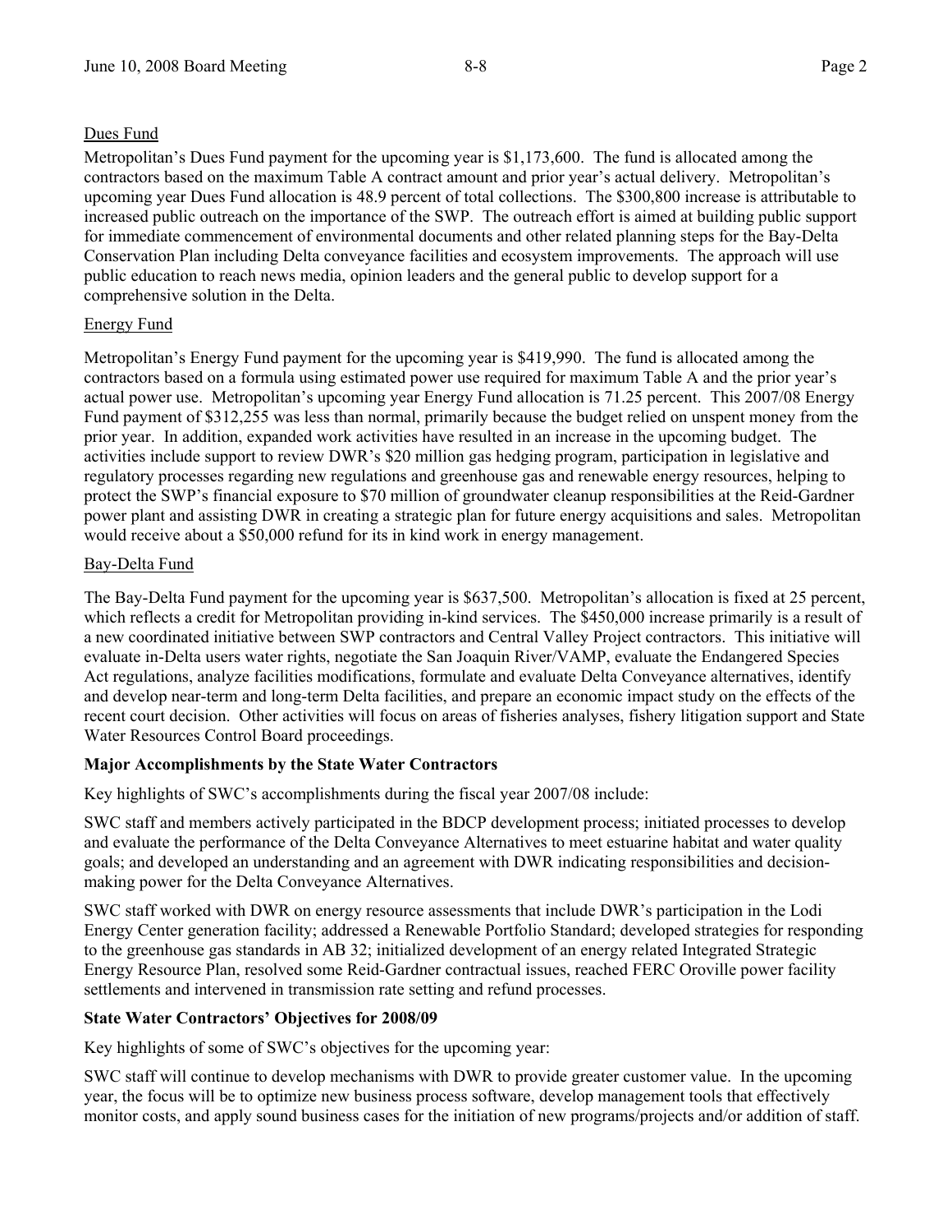Dues Fund

Metropolitan's Dues Fund payment for the upcoming year is $1,173,600. The fund is allocated among the contractors based on the maximum Table A contract amount and prior year's actual delivery. Metropolitan's upcoming year Dues Fund allocation is 48.9 percent of total collections. The $300,800 increase is attributable to increased public outreach on the importance of the SWP. The outreach effort is aimed at building public support for immediate commencement of environmental documents and other related planning steps for the Bay-Delta Conservation Plan including Delta conveyance facilities and ecosystem improvements. The approach will use public education to reach news media, opinion leaders and the general public to develop support for a comprehensive solution in the Delta.

Energy Fund

Metropolitan's Energy Fund payment for the upcoming year is $419,990. The fund is allocated among the contractors based on a formula using estimated power use required for maximum Table A and the prior year's actual power use. Metropolitan's upcoming year Energy Fund allocation is 71.25 percent. This 2007/08 Energy Fund payment of $312,255 was less than normal, primarily because the budget relied on unspent money from the prior year. In addition, expanded work activities have resulted in an increase in the upcoming budget. The activities include support to review DWR's $20 million gas hedging program, participation in legislative and regulatory processes regarding new regulations and greenhouse gas and renewable energy resources, helping to protect the SWP's financial exposure to $70 million of groundwater cleanup responsibilities at the Reid-Gardner power plant and assisting DWR in creating a strategic plan for future energy acquisitions and sales. Metropolitan would receive about a $50,000 refund for its in kind work in energy management.

Bay-Delta Fund

The Bay-Delta Fund payment for the upcoming year is $637,500. Metropolitan's allocation is fixed at 25 percent, which reflects a credit for Metropolitan providing in-kind services. The $450,000 increase primarily is a result of a new coordinated initiative between SWP contractors and Central Valley Project contractors. This initiative will evaluate in-Delta users water rights, negotiate the San Joaquin River/VAMP, evaluate the Endangered Species Act regulations, analyze facilities modifications, formulate and evaluate Delta Conveyance alternatives, identify and develop near-term and long-term Delta facilities, and prepare an economic impact study on the effects of the recent court decision. Other activities will focus on areas of fisheries analyses, fishery litigation support and State Water Resources Control Board proceedings.

**Major Accomplishments by the State Water Contractors**

Key highlights of SWC's accomplishments during the fiscal year 2007/08 include:

SWC staff and members actively participated in the BDCP development process; initiated processes to develop and evaluate the performance of the Delta Conveyance Alternatives to meet estuarine habitat and water quality goals; and developed an understanding and an agreement with DWR indicating responsibilities and decision-making power for the Delta Conveyance Alternatives.

SWC staff worked with DWR on energy resource assessments that include DWR's participation in the Lodi Energy Center generation facility; addressed a Renewable Portfolio Standard; developed strategies for responding to the greenhouse gas standards in AB 32; initialized development of an energy related Integrated Strategic Energy Resource Plan, resolved some Reid-Gardner contractual issues, reached FERC Oroville power facility settlements and intervened in transmission rate setting and refund processes.

**State Water Contractors' Objectives for 2008/09**

Key highlights of some of SWC's objectives for the upcoming year:

SWC staff will continue to develop mechanisms with DWR to provide greater customer value. In the upcoming year, the focus will be to optimize new business process software, develop management tools that effectively monitor costs, and apply sound business cases for the initiation of new programs/projects and/or addition of staff.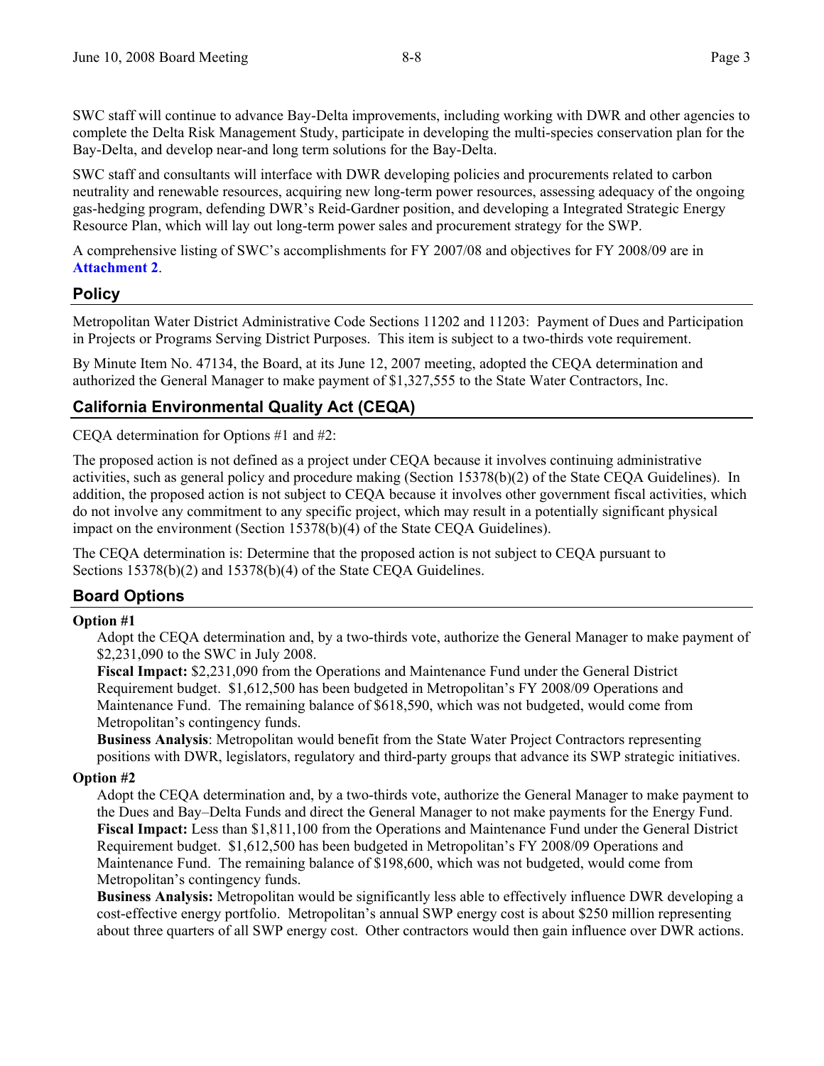SWC staff will continue to advance Bay-Delta improvements, including working with DWR and other agencies to complete the Delta Risk Management Study, participate in developing the multi-species conservation plan for the Bay-Delta, and develop near-and long term solutions for the Bay-Delta.

SWC staff and consultants will interface with DWR developing policies and procurements related to carbon neutrality and renewable resources, acquiring new long-term power resources, assessing adequacy of the ongoing gas-hedging program, defending DWR's Reid-Gardner position, and developing a Integrated Strategic Energy Resource Plan, which will lay out long-term power sales and procurement strategy for the SWP.

A comprehensive listing of SWC's accomplishments for FY 2007/08 and objectives for FY 2008/09 are in **Attachment 2**.

## Policy

Metropolitan Water District Administrative Code Sections 11202 and 11203: Payment of Dues and Participation in Projects or Programs Serving District Purposes. This item is subject to a two-thirds vote requirement.

By Minute Item No. 47134, the Board, at its June 12, 2007 meeting, adopted the CEQA determination and authorized the General Manager to make payment of $1,327,555 to the State Water Contractors, Inc.

## California Environmental Quality Act (CEQA)

CEQA determination for Options #1 and #2:

The proposed action is not defined as a project under CEQA because it involves continuing administrative activities, such as general policy and procedure making (Section 15378(b)(2) of the State CEQA Guidelines). In addition, the proposed action is not subject to CEQA because it involves other government fiscal activities, which do not involve any commitment to any specific project, which may result in a potentially significant physical impact on the environment (Section 15378(b)(4) of the State CEQA Guidelines).

The CEQA determination is: Determine that the proposed action is not subject to CEQA pursuant to Sections 15378(b)(2) and 15378(b)(4) of the State CEQA Guidelines.

## Board Options

**Option #1**

Adopt the CEQA determination and, by a two-thirds vote, authorize the General Manager to make payment of $2,231,090 to the SWC in July 2008.

**Fiscal Impact:** $2,231,090 from the Operations and Maintenance Fund under the General District Requirement budget. $1,612,500 has been budgeted in Metropolitan's FY 2008/09 Operations and Maintenance Fund. The remaining balance of $618,590, which was not budgeted, would come from Metropolitan's contingency funds.

**Business Analysis**: Metropolitan would benefit from the State Water Project Contractors representing positions with DWR, legislators, regulatory and third-party groups that advance its SWP strategic initiatives.

**Option #2**

Adopt the CEQA determination and, by a two-thirds vote, authorize the General Manager to make payment to the Dues and Bay–Delta Funds and direct the General Manager to not make payments for the Energy Fund.

**Fiscal Impact:** Less than $1,811,100 from the Operations and Maintenance Fund under the General District Requirement budget. $1,612,500 has been budgeted in Metropolitan's FY 2008/09 Operations and Maintenance Fund. The remaining balance of $198,600, which was not budgeted, would come from Metropolitan's contingency funds.

**Business Analysis:** Metropolitan would be significantly less able to effectively influence DWR developing a cost-effective energy portfolio. Metropolitan's annual SWP energy cost is about $250 million representing about three quarters of all SWP energy cost. Other contractors would then gain influence over DWR actions.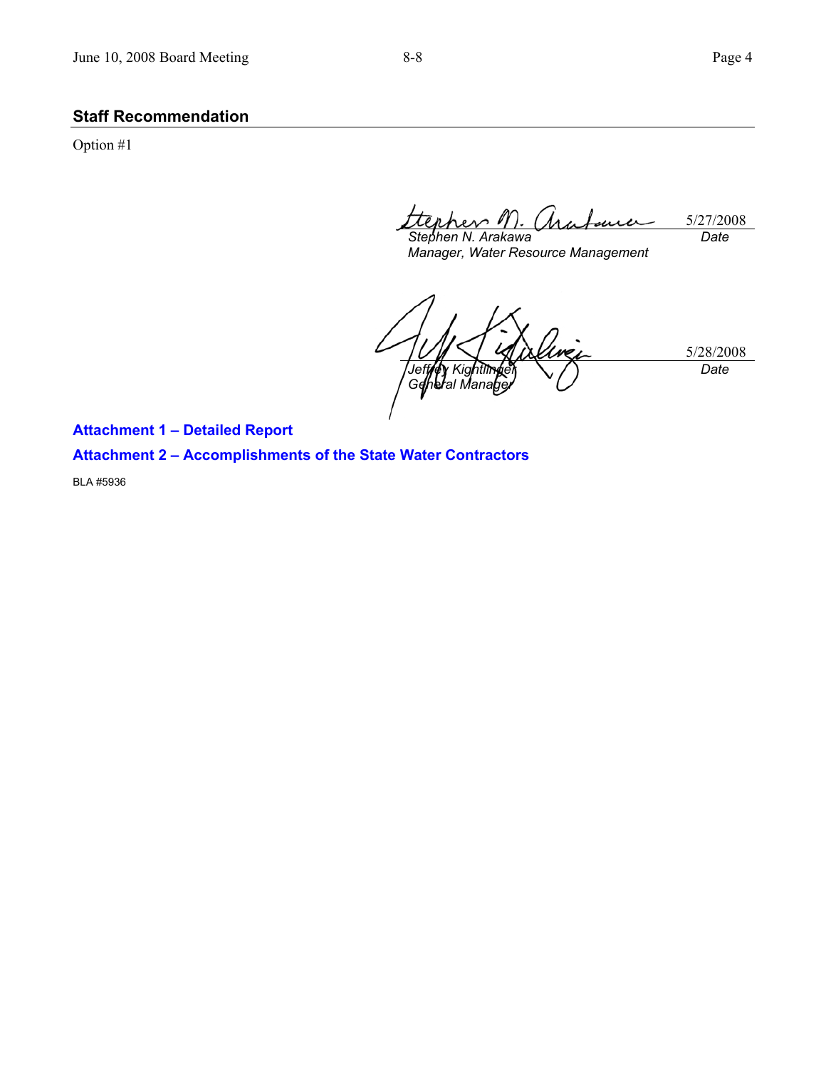## Staff Recommendation

Option #1

| | |
|---|---|
| Stephen N. Arakawa | 5/27/2008 |
| *Manager, Water Resource Management* | *Date* |

| | |
|---|---|
| Jeffrey Kightlinger | 5/28/2008 |
| *General Manager* | *Date* |

**Attachment 1 – Detailed Report**

**Attachment 2 – Accomplishments of the State Water Contractors**

BLA #5936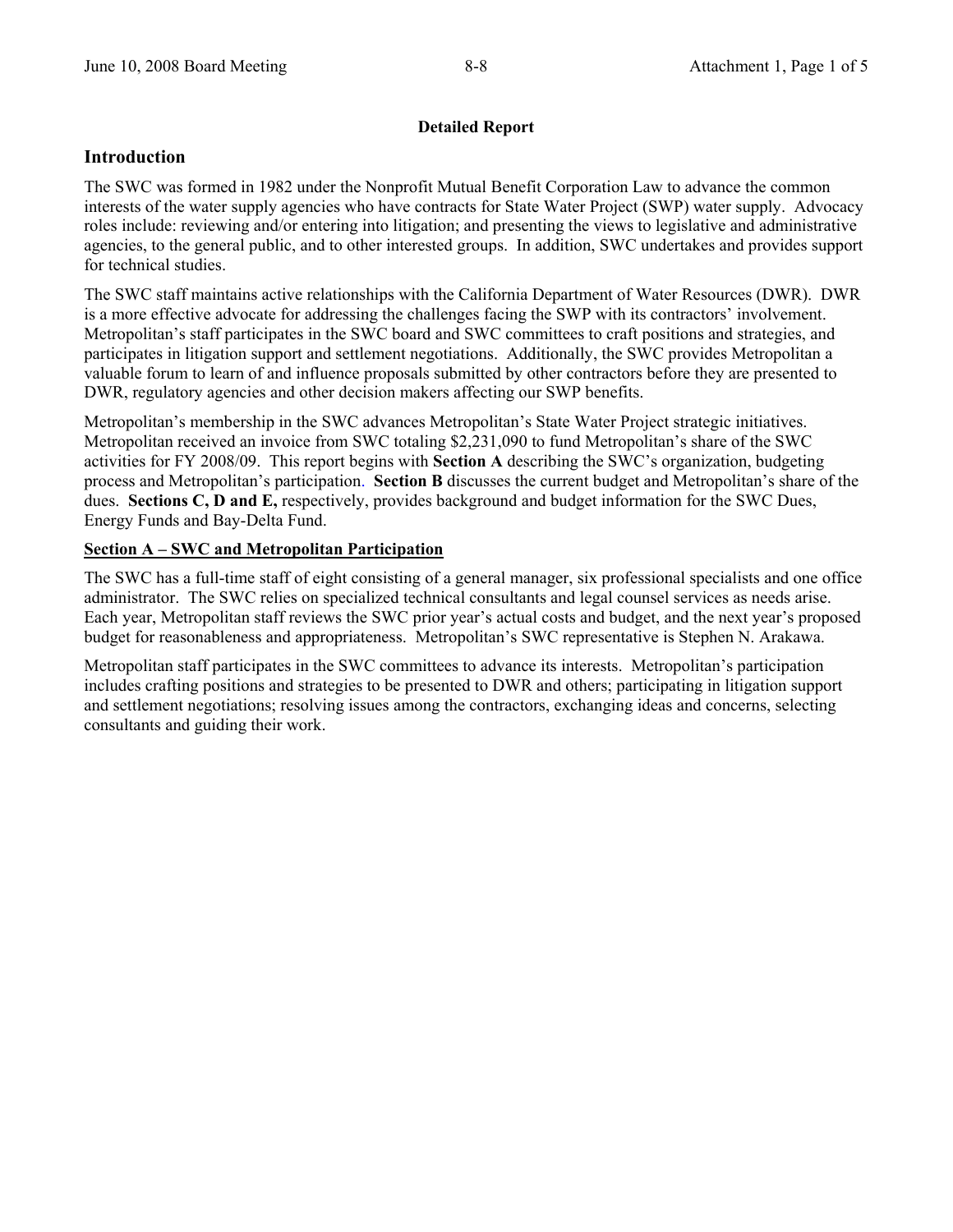**Detailed Report**

## Introduction

The SWC was formed in 1982 under the Nonprofit Mutual Benefit Corporation Law to advance the common interests of the water supply agencies who have contracts for State Water Project (SWP) water supply. Advocacy roles include: reviewing and/or entering into litigation; and presenting the views to legislative and administrative agencies, to the general public, and to other interested groups. In addition, SWC undertakes and provides support for technical studies.

The SWC staff maintains active relationships with the California Department of Water Resources (DWR). DWR is a more effective advocate for addressing the challenges facing the SWP with its contractors' involvement. Metropolitan's staff participates in the SWC board and SWC committees to craft positions and strategies, and participates in litigation support and settlement negotiations. Additionally, the SWC provides Metropolitan a valuable forum to learn of and influence proposals submitted by other contractors before they are presented to DWR, regulatory agencies and other decision makers affecting our SWP benefits.

Metropolitan's membership in the SWC advances Metropolitan's State Water Project strategic initiatives. Metropolitan received an invoice from SWC totaling $2,231,090 to fund Metropolitan's share of the SWC activities for FY 2008/09. This report begins with **Section A** describing the SWC's organization, budgeting process and Metropolitan's participation. **Section B** discusses the current budget and Metropolitan's share of the dues. **Sections C, D and E,** respectively, provides background and budget information for the SWC Dues, Energy Funds and Bay-Delta Fund.

### Section A – SWC and Metropolitan Participation

The SWC has a full-time staff of eight consisting of a general manager, six professional specialists and one office administrator. The SWC relies on specialized technical consultants and legal counsel services as needs arise. Each year, Metropolitan staff reviews the SWC prior year's actual costs and budget, and the next year's proposed budget for reasonableness and appropriateness. Metropolitan's SWC representative is Stephen N. Arakawa.

Metropolitan staff participates in the SWC committees to advance its interests. Metropolitan's participation includes crafting positions and strategies to be presented to DWR and others; participating in litigation support and settlement negotiations; resolving issues among the contractors, exchanging ideas and concerns, selecting consultants and guiding their work.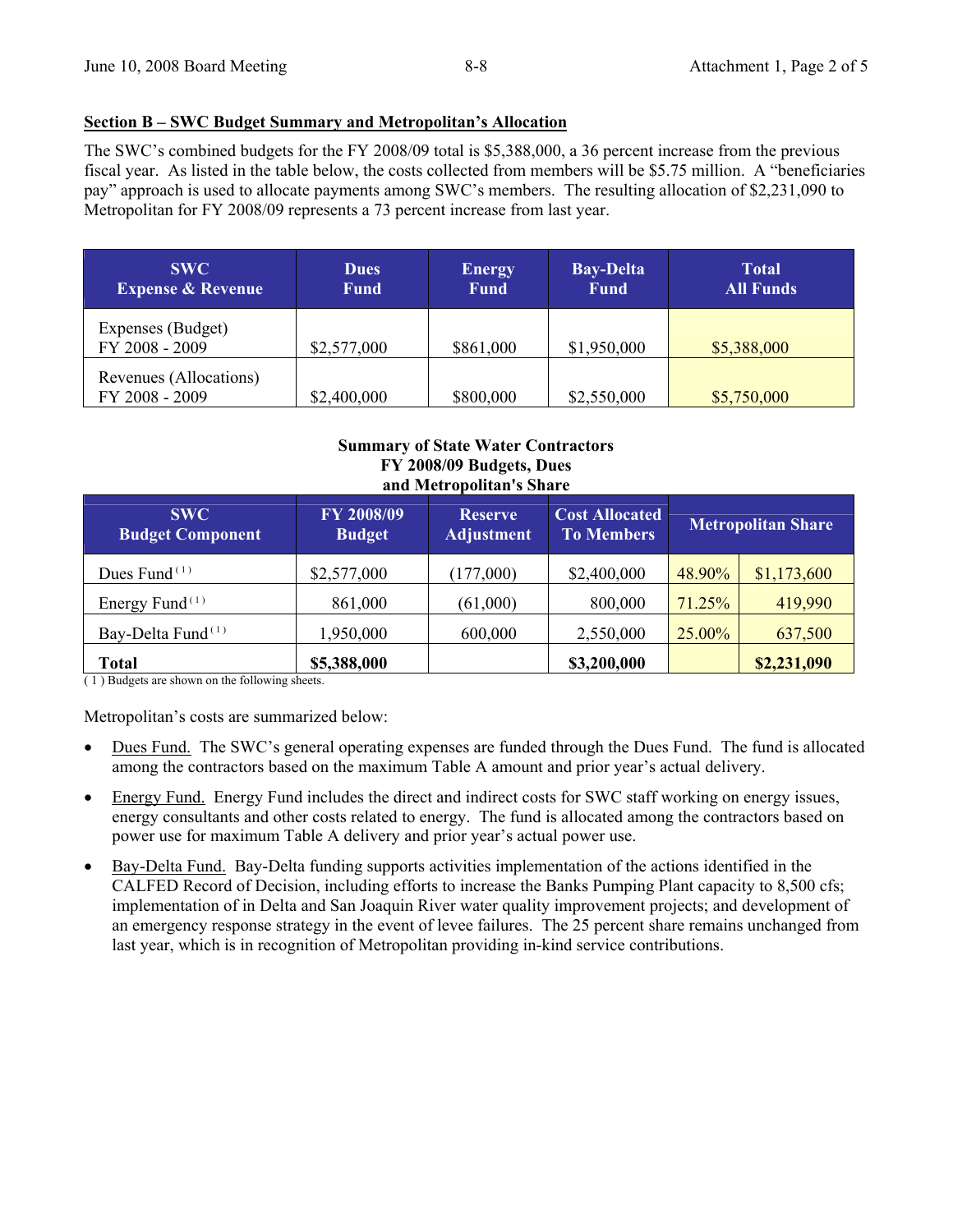**Section B – SWC Budget Summary and Metropolitan's Allocation**

The SWC's combined budgets for the FY 2008/09 total is $5,388,000, a 36 percent increase from the previous fiscal year. As listed in the table below, the costs collected from members will be $5.75 million. A "beneficiaries pay" approach is used to allocate payments among SWC's members. The resulting allocation of $2,231,090 to Metropolitan for FY 2008/09 represents a 73 percent increase from last year.

| SWC Expense & Revenue | Dues Fund | Energy Fund | Bay-Delta Fund | Total All Funds |
|---|---|---|---|---|
| Expenses (Budget) FY 2008 - 2009 | $2,577,000 | $861,000 | $1,950,000 | $5,388,000 |
| Revenues (Allocations) FY 2008 - 2009 | $2,400,000 | $800,000 | $2,550,000 | $5,750,000 |

**Summary of State Water Contractors FY 2008/09 Budgets, Dues and Metropolitan's Share**

| SWC Budget Component | FY 2008/09 Budget | Reserve Adjustment | Cost Allocated To Members | Metropolitan Share | |
|---|---|---|---|---|---|
| Dues Fund (1) | $2,577,000 | (177,000) | $2,400,000 | 48.90% | $1,173,600 |
| Energy Fund (1) | 861,000 | (61,000) | 800,000 | 71.25% | 419,990 |
| Bay-Delta Fund (1) | 1,950,000 | 600,000 | 2,550,000 | 25.00% | 637,500 |
| **Total** | **$5,388,000** | | **$3,200,000** | | **$2,231,090** |

( 1 ) Budgets are shown on the following sheets.

Metropolitan's costs are summarized below:

- Dues Fund. The SWC's general operating expenses are funded through the Dues Fund. The fund is allocated among the contractors based on the maximum Table A amount and prior year's actual delivery.
- Energy Fund. Energy Fund includes the direct and indirect costs for SWC staff working on energy issues, energy consultants and other costs related to energy. The fund is allocated among the contractors based on power use for maximum Table A delivery and prior year's actual power use.
- Bay-Delta Fund. Bay-Delta funding supports activities implementation of the actions identified in the CALFED Record of Decision, including efforts to increase the Banks Pumping Plant capacity to 8,500 cfs; implementation of in Delta and San Joaquin River water quality improvement projects; and development of an emergency response strategy in the event of levee failures. The 25 percent share remains unchanged from last year, which is in recognition of Metropolitan providing in-kind service contributions.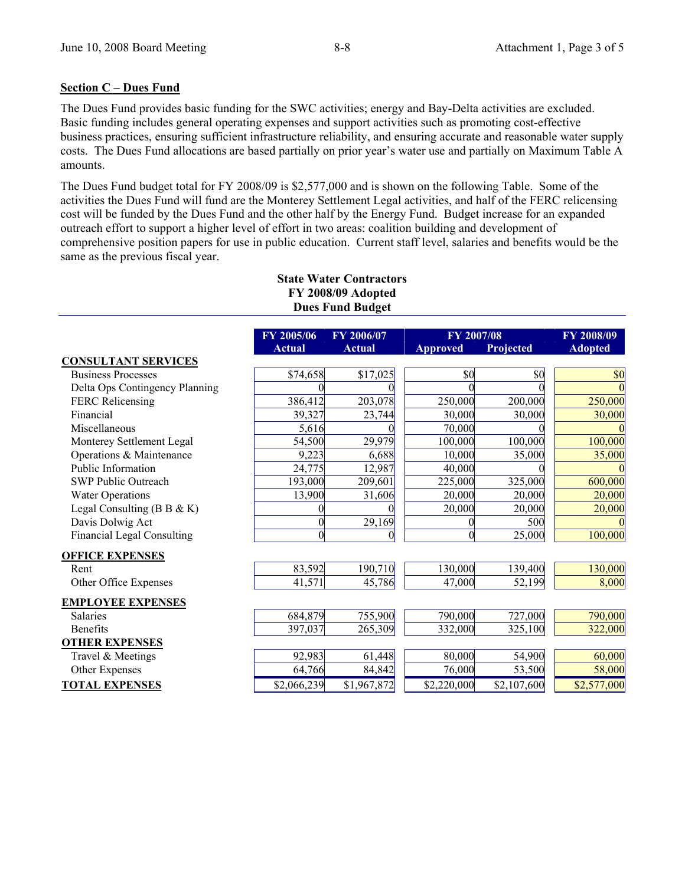## Section C – Dues Fund

The Dues Fund provides basic funding for the SWC activities; energy and Bay-Delta activities are excluded. Basic funding includes general operating expenses and support activities such as promoting cost-effective business practices, ensuring sufficient infrastructure reliability, and ensuring accurate and reasonable water supply costs. The Dues Fund allocations are based partially on prior year's water use and partially on Maximum Table A amounts.

The Dues Fund budget total for FY 2008/09 is $2,577,000 and is shown on the following Table. Some of the activities the Dues Fund will fund are the Monterey Settlement Legal activities, and half of the FERC relicensing cost will be funded by the Dues Fund and the other half by the Energy Fund. Budget increase for an expanded outreach effort to support a higher level of effort in two areas: coalition building and development of comprehensive position papers for use in public education. Current staff level, salaries and benefits would be the same as the previous fiscal year.

**State Water Contractors**
**FY 2008/09 Adopted**
**Dues Fund Budget**

| | FY 2005/06 Actual | FY 2006/07 Actual | FY 2007/08 Approved | FY 2007/08 Projected | FY 2008/09 Adopted |
|---|---|---|---|---|---|
| **CONSULTANT SERVICES** | | | | | |
| Business Processes | $74,658 | $17,025 | $0 | $0 | $0 |
| Delta Ops Contingency Planning | 0 | 0 | 0 | 0 | 0 |
| FERC Relicensing | 386,412 | 203,078 | 250,000 | 200,000 | 250,000 |
| Financial | 39,327 | 23,744 | 30,000 | 30,000 | 30,000 |
| Miscellaneous | 5,616 | 0 | 70,000 | 0 | 0 |
| Monterey Settlement Legal | 54,500 | 29,979 | 100,000 | 100,000 | 100,000 |
| Operations & Maintenance | 9,223 | 6,688 | 10,000 | 35,000 | 35,000 |
| Public Information | 24,775 | 12,987 | 40,000 | 0 | 0 |
| SWP Public Outreach | 193,000 | 209,601 | 225,000 | 325,000 | 600,000 |
| Water Operations | 13,900 | 31,606 | 20,000 | 20,000 | 20,000 |
| Legal Consulting (B B & K) | 0 | 0 | 20,000 | 20,000 | 20,000 |
| Davis Dolwig Act | 0 | 29,169 | 0 | 500 | 0 |
| Financial Legal Consulting | 0 | 0 | 0 | 25,000 | 100,000 |
| **OFFICE EXPENSES** | | | | | |
| Rent | 83,592 | 190,710 | 130,000 | 139,400 | 130,000 |
| Other Office Expenses | 41,571 | 45,786 | 47,000 | 52,199 | 8,000 |
| **EMPLOYEE EXPENSES** | | | | | |
| Salaries | 684,879 | 755,900 | 790,000 | 727,000 | 790,000 |
| Benefits | 397,037 | 265,309 | 332,000 | 325,100 | 322,000 |
| **OTHER EXPENSES** | | | | | |
| Travel & Meetings | 92,983 | 61,448 | 80,000 | 54,900 | 60,000 |
| Other Expenses | 64,766 | 84,842 | 76,000 | 53,500 | 58,000 |
| **TOTAL EXPENSES** | $2,066,239 | $1,967,872 | $2,220,000 | $2,107,600 | $2,577,000 |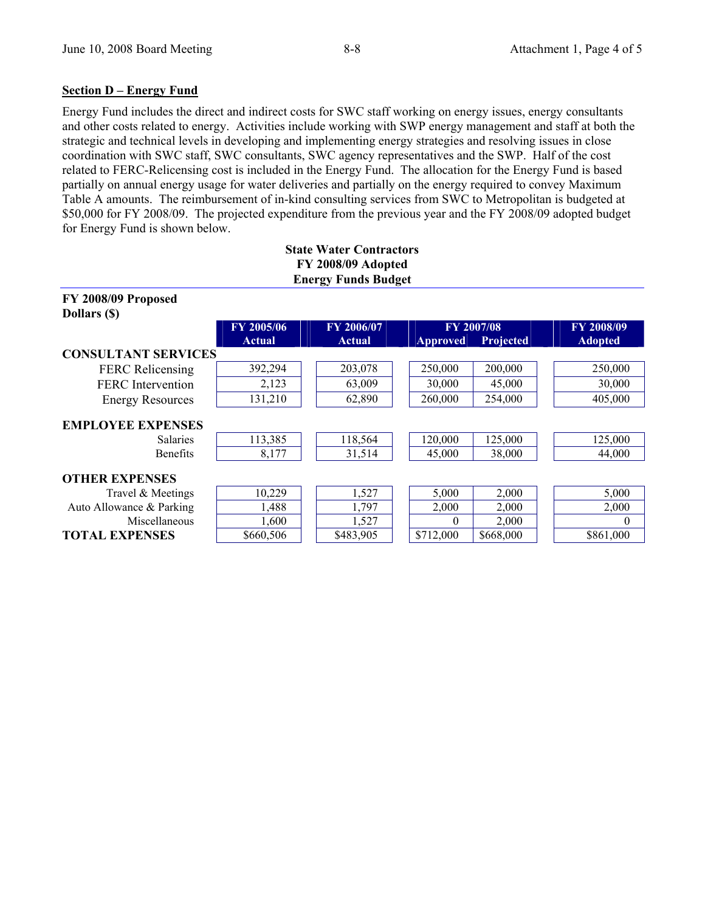## Section D – Energy Fund

Energy Fund includes the direct and indirect costs for SWC staff working on energy issues, energy consultants and other costs related to energy. Activities include working with SWP energy management and staff at both the strategic and technical levels in developing and implementing energy strategies and resolving issues in close coordination with SWC staff, SWC consultants, SWC agency representatives and the SWP. Half of the cost related to FERC-Relicensing cost is included in the Energy Fund. The allocation for the Energy Fund is based partially on annual energy usage for water deliveries and partially on the energy required to convey Maximum Table A amounts. The reimbursement of in-kind consulting services from SWC to Metropolitan is budgeted at $50,000 for FY 2008/09. The projected expenditure from the previous year and the FY 2008/09 adopted budget for Energy Fund is shown below.

**State Water Contractors**
**FY 2008/09 Adopted**
**Energy Funds Budget**

**FY 2008/09 Proposed**
**Dollars ($)**

| | FY 2005/06 Actual | FY 2006/07 Actual | FY 2007/08 Approved | FY 2007/08 Projected | FY 2008/09 Adopted |
|---|---|---|---|---|---|
| **CONSULTANT SERVICES** | | | | | |
| FERC Relicensing | 392,294 | 203,078 | 250,000 | 200,000 | 250,000 |
| FERC Intervention | 2,123 | 63,009 | 30,000 | 45,000 | 30,000 |
| Energy Resources | 131,210 | 62,890 | 260,000 | 254,000 | 405,000 |
| **EMPLOYEE EXPENSES** | | | | | |
| Salaries | 113,385 | 118,564 | 120,000 | 125,000 | 125,000 |
| Benefits | 8,177 | 31,514 | 45,000 | 38,000 | 44,000 |
| **OTHER EXPENSES** | | | | | |
| Travel & Meetings | 10,229 | 1,527 | 5,000 | 2,000 | 5,000 |
| Auto Allowance & Parking | 1,488 | 1,797 | 2,000 | 2,000 | 2,000 |
| Miscellaneous | 1,600 | 1,527 | 0 | 2,000 | 0 |
| **TOTAL EXPENSES** | $660,506 | $483,905 | $712,000 | $668,000 | $861,000 |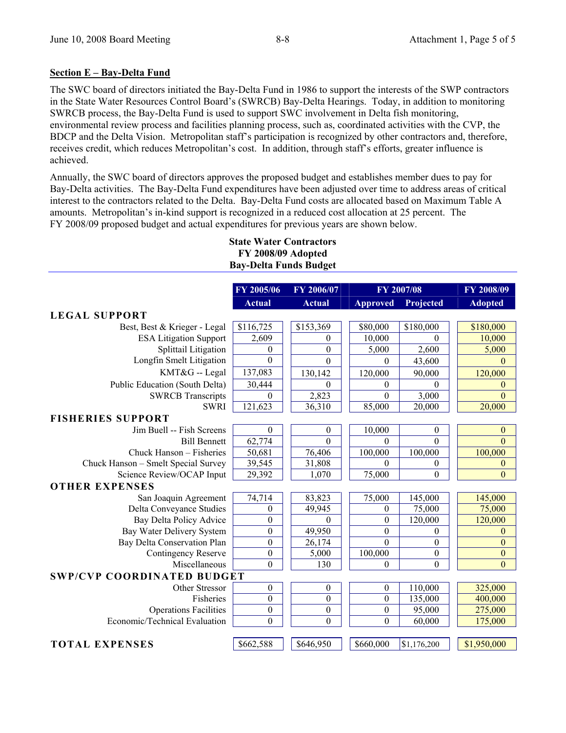**Section E – Bay-Delta Fund**

The SWC board of directors initiated the Bay-Delta Fund in 1986 to support the interests of the SWP contractors in the State Water Resources Control Board's (SWRCB) Bay-Delta Hearings. Today, in addition to monitoring SWRCB process, the Bay-Delta Fund is used to support SWC involvement in Delta fish monitoring, environmental review process and facilities planning process, such as, coordinated activities with the CVP, the BDCP and the Delta Vision. Metropolitan staff's participation is recognized by other contractors and, therefore, receives credit, which reduces Metropolitan's cost. In addition, through staff's efforts, greater influence is achieved.

Annually, the SWC board of directors approves the proposed budget and establishes member dues to pay for Bay-Delta activities. The Bay-Delta Fund expenditures have been adjusted over time to address areas of critical interest to the contractors related to the Delta. Bay-Delta Fund costs are allocated based on Maximum Table A amounts. Metropolitan's in-kind support is recognized in a reduced cost allocation at 25 percent. The FY 2008/09 proposed budget and actual expenditures for previous years are shown below.

**State Water Contractors**
**FY 2008/09 Adopted**
**Bay-Delta Funds Budget**

| | FY 2005/06 | FY 2006/07 | FY 2007/08 | | FY 2008/09 |
|---|---|---|---|---|---|
| | Actual | Actual | Approved | Projected | Adopted |
| **LEGAL SUPPORT** | | | | | |
| Best, Best & Krieger - Legal | $116,725 | $153,369 | $80,000 | $180,000 | $180,000 |
| ESA Litigation Support | 2,609 | 0 | 10,000 | 0 | 10,000 |
| Splittail Litigation | 0 | 0 | 5,000 | 2,600 | 5,000 |
| Longfin Smelt Litigation | 0 | 0 | 0 | 43,600 | 0 |
| KMT&G -- Legal | 137,083 | 130,142 | 120,000 | 90,000 | 120,000 |
| Public Education (South Delta) | 30,444 | 0 | 0 | 0 | 0 |
| SWRCB Transcripts | 0 | 2,823 | 0 | 3,000 | 0 |
| SWRI | 121,623 | 36,310 | 85,000 | 20,000 | 20,000 |
| **FISHERIES SUPPORT** | | | | | |
| Jim Buell -- Fish Screens | 0 | 0 | 10,000 | 0 | 0 |
| Bill Bennett | 62,774 | 0 | 0 | 0 | 0 |
| Chuck Hanson – Fisheries | 50,681 | 76,406 | 100,000 | 100,000 | 100,000 |
| Chuck Hanson – Smelt Special Survey | 39,545 | 31,808 | 0 | 0 | 0 |
| Science Review/OCAP Input | 29,392 | 1,070 | 75,000 | 0 | 0 |
| **OTHER EXPENSES** | | | | | |
| San Joaquin Agreement | 74,714 | 83,823 | 75,000 | 145,000 | 145,000 |
| Delta Conveyance Studies | 0 | 49,945 | 0 | 75,000 | 75,000 |
| Bay Delta Policy Advice | 0 | 0 | 0 | 120,000 | 120,000 |
| Bay Water Delivery System | 0 | 49,950 | 0 | 0 | 0 |
| Bay Delta Conservation Plan | 0 | 26,174 | 0 | 0 | 0 |
| Contingency Reserve | 0 | 5,000 | 100,000 | 0 | 0 |
| Miscellaneous | 0 | 130 | 0 | 0 | 0 |
| **SWP/CVP COORDINATED BUDGET** | | | | | |
| Other Stressor | 0 | 0 | 0 | 110,000 | 325,000 |
| Fisheries | 0 | 0 | 0 | 135,000 | 400,000 |
| Operations Facilities | 0 | 0 | 0 | 95,000 | 275,000 |
| Economic/Technical Evaluation | 0 | 0 | 0 | 60,000 | 175,000 |
| **TOTAL EXPENSES** | $662,588 | $646,950 | $660,000 | $1,176,200 | $1,950,000 |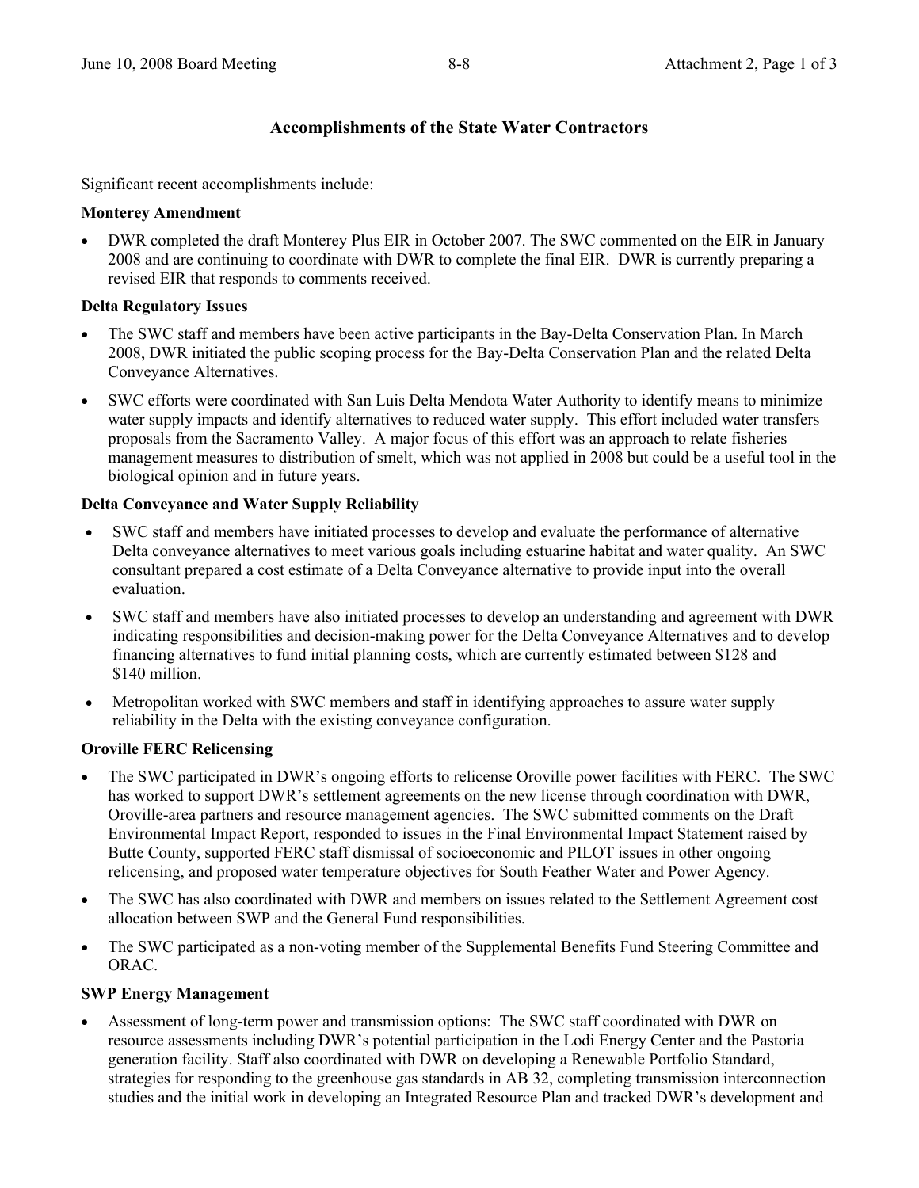## Accomplishments of the State Water Contractors

Significant recent accomplishments include:

**Monterey Amendment**

- DWR completed the draft Monterey Plus EIR in October 2007. The SWC commented on the EIR in January 2008 and are continuing to coordinate with DWR to complete the final EIR. DWR is currently preparing a revised EIR that responds to comments received.

**Delta Regulatory Issues**

- The SWC staff and members have been active participants in the Bay-Delta Conservation Plan. In March 2008, DWR initiated the public scoping process for the Bay-Delta Conservation Plan and the related Delta Conveyance Alternatives.
- SWC efforts were coordinated with San Luis Delta Mendota Water Authority to identify means to minimize water supply impacts and identify alternatives to reduced water supply. This effort included water transfers proposals from the Sacramento Valley. A major focus of this effort was an approach to relate fisheries management measures to distribution of smelt, which was not applied in 2008 but could be a useful tool in the biological opinion and in future years.

**Delta Conveyance and Water Supply Reliability**

- SWC staff and members have initiated processes to develop and evaluate the performance of alternative Delta conveyance alternatives to meet various goals including estuarine habitat and water quality. An SWC consultant prepared a cost estimate of a Delta Conveyance alternative to provide input into the overall evaluation.
- SWC staff and members have also initiated processes to develop an understanding and agreement with DWR indicating responsibilities and decision-making power for the Delta Conveyance Alternatives and to develop financing alternatives to fund initial planning costs, which are currently estimated between $128 and $140 million.
- Metropolitan worked with SWC members and staff in identifying approaches to assure water supply reliability in the Delta with the existing conveyance configuration.

**Oroville FERC Relicensing**

- The SWC participated in DWR's ongoing efforts to relicense Oroville power facilities with FERC. The SWC has worked to support DWR's settlement agreements on the new license through coordination with DWR, Oroville-area partners and resource management agencies. The SWC submitted comments on the Draft Environmental Impact Report, responded to issues in the Final Environmental Impact Statement raised by Butte County, supported FERC staff dismissal of socioeconomic and PILOT issues in other ongoing relicensing, and proposed water temperature objectives for South Feather Water and Power Agency.
- The SWC has also coordinated with DWR and members on issues related to the Settlement Agreement cost allocation between SWP and the General Fund responsibilities.
- The SWC participated as a non-voting member of the Supplemental Benefits Fund Steering Committee and ORAC.

**SWP Energy Management**

- Assessment of long-term power and transmission options: The SWC staff coordinated with DWR on resource assessments including DWR's potential participation in the Lodi Energy Center and the Pastoria generation facility. Staff also coordinated with DWR on developing a Renewable Portfolio Standard, strategies for responding to the greenhouse gas standards in AB 32, completing transmission interconnection studies and the initial work in developing an Integrated Resource Plan and tracked DWR's development and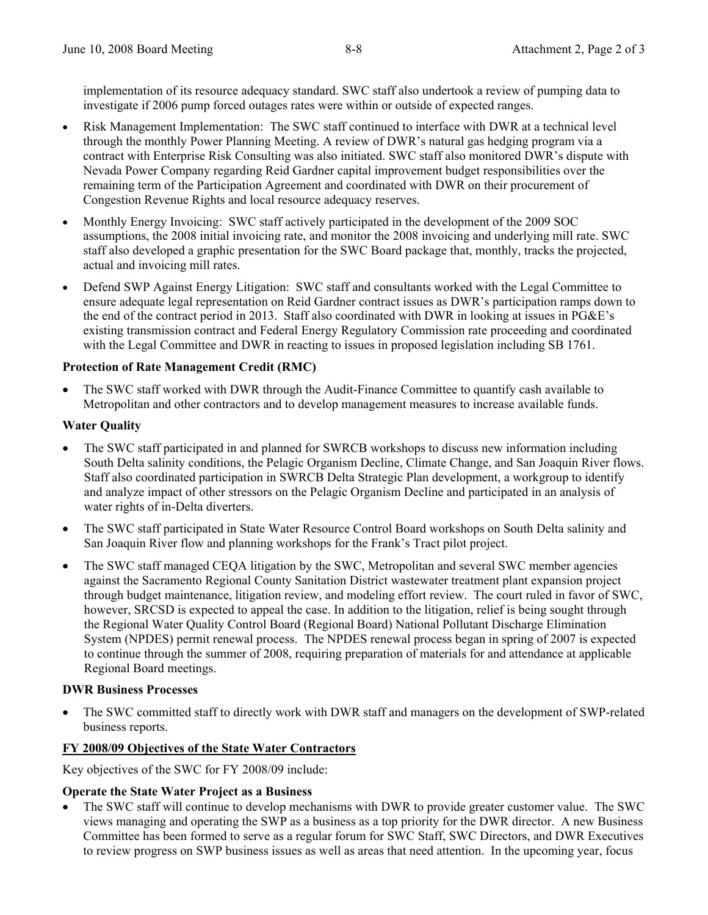implementation of its resource adequacy standard. SWC staff also undertook a review of pumping data to investigate if 2006 pump forced outages rates were within or outside of expected ranges.

- Risk Management Implementation: The SWC staff continued to interface with DWR at a technical level through the monthly Power Planning Meeting. A review of DWR's natural gas hedging program via a contract with Enterprise Risk Consulting was also initiated. SWC staff also monitored DWR's dispute with Nevada Power Company regarding Reid Gardner capital improvement budget responsibilities over the remaining term of the Participation Agreement and coordinated with DWR on their procurement of Congestion Revenue Rights and local resource adequacy reserves.
- Monthly Energy Invoicing: SWC staff actively participated in the development of the 2009 SOC assumptions, the 2008 initial invoicing rate, and monitor the 2008 invoicing and underlying mill rate. SWC staff also developed a graphic presentation for the SWC Board package that, monthly, tracks the projected, actual and invoicing mill rates.
- Defend SWP Against Energy Litigation: SWC staff and consultants worked with the Legal Committee to ensure adequate legal representation on Reid Gardner contract issues as DWR's participation ramps down to the end of the contract period in 2013. Staff also coordinated with DWR in looking at issues in PG&E's existing transmission contract and Federal Energy Regulatory Commission rate proceeding and coordinated with the Legal Committee and DWR in reacting to issues in proposed legislation including SB 1761.

**Protection of Rate Management Credit (RMC)**

- The SWC staff worked with DWR through the Audit-Finance Committee to quantify cash available to Metropolitan and other contractors and to develop management measures to increase available funds.

**Water Quality**

- The SWC staff participated in and planned for SWRCB workshops to discuss new information including South Delta salinity conditions, the Pelagic Organism Decline, Climate Change, and San Joaquin River flows. Staff also coordinated participation in SWRCB Delta Strategic Plan development, a workgroup to identify and analyze impact of other stressors on the Pelagic Organism Decline and participated in an analysis of water rights of in-Delta diverters.
- The SWC staff participated in State Water Resource Control Board workshops on South Delta salinity and San Joaquin River flow and planning workshops for the Frank's Tract pilot project.
- The SWC staff managed CEQA litigation by the SWC, Metropolitan and several SWC member agencies against the Sacramento Regional County Sanitation District wastewater treatment plant expansion project through budget maintenance, litigation review, and modeling effort review. The court ruled in favor of SWC, however, SRCSD is expected to appeal the case. In addition to the litigation, relief is being sought through the Regional Water Quality Control Board (Regional Board) National Pollutant Discharge Elimination System (NPDES) permit renewal process. The NPDES renewal process began in spring of 2007 is expected to continue through the summer of 2008, requiring preparation of materials for and attendance at applicable Regional Board meetings.

**DWR Business Processes**

- The SWC committed staff to directly work with DWR staff and managers on the development of SWP-related business reports.

**<u>FY 2008/09 Objectives of the State Water Contractors</u>**

Key objectives of the SWC for FY 2008/09 include:

**Operate the State Water Project as a Business**

- The SWC staff will continue to develop mechanisms with DWR to provide greater customer value. The SWC views managing and operating the SWP as a business as a top priority for the DWR director. A new Business Committee has been formed to serve as a regular forum for SWC Staff, SWC Directors, and DWR Executives to review progress on SWP business issues as well as areas that need attention. In the upcoming year, focus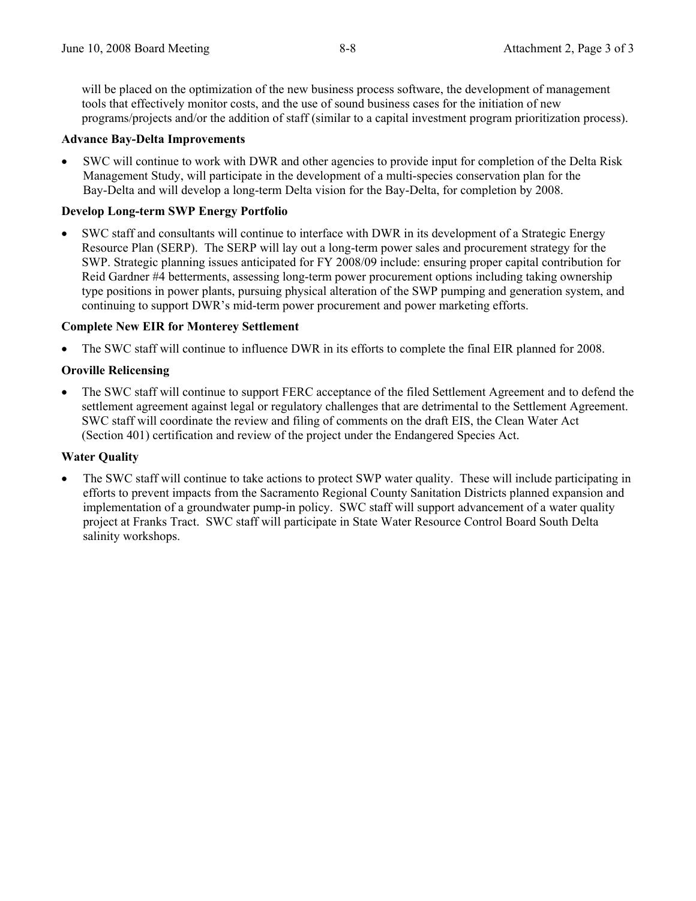will be placed on the optimization of the new business process software, the development of management tools that effectively monitor costs, and the use of sound business cases for the initiation of new programs/projects and/or the addition of staff (similar to a capital investment program prioritization process).

**Advance Bay-Delta Improvements**

- SWC will continue to work with DWR and other agencies to provide input for completion of the Delta Risk Management Study, will participate in the development of a multi-species conservation plan for the Bay-Delta and will develop a long-term Delta vision for the Bay-Delta, for completion by 2008.

**Develop Long-term SWP Energy Portfolio**

- SWC staff and consultants will continue to interface with DWR in its development of a Strategic Energy Resource Plan (SERP). The SERP will lay out a long-term power sales and procurement strategy for the SWP. Strategic planning issues anticipated for FY 2008/09 include: ensuring proper capital contribution for Reid Gardner #4 betterments, assessing long-term power procurement options including taking ownership type positions in power plants, pursuing physical alteration of the SWP pumping and generation system, and continuing to support DWR's mid-term power procurement and power marketing efforts.

**Complete New EIR for Monterey Settlement**

- The SWC staff will continue to influence DWR in its efforts to complete the final EIR planned for 2008.

**Oroville Relicensing**

- The SWC staff will continue to support FERC acceptance of the filed Settlement Agreement and to defend the settlement agreement against legal or regulatory challenges that are detrimental to the Settlement Agreement. SWC staff will coordinate the review and filing of comments on the draft EIS, the Clean Water Act (Section 401) certification and review of the project under the Endangered Species Act.

**Water Quality**

- The SWC staff will continue to take actions to protect SWP water quality. These will include participating in efforts to prevent impacts from the Sacramento Regional County Sanitation Districts planned expansion and implementation of a groundwater pump-in policy. SWC staff will support advancement of a water quality project at Franks Tract. SWC staff will participate in State Water Resource Control Board South Delta salinity workshops.